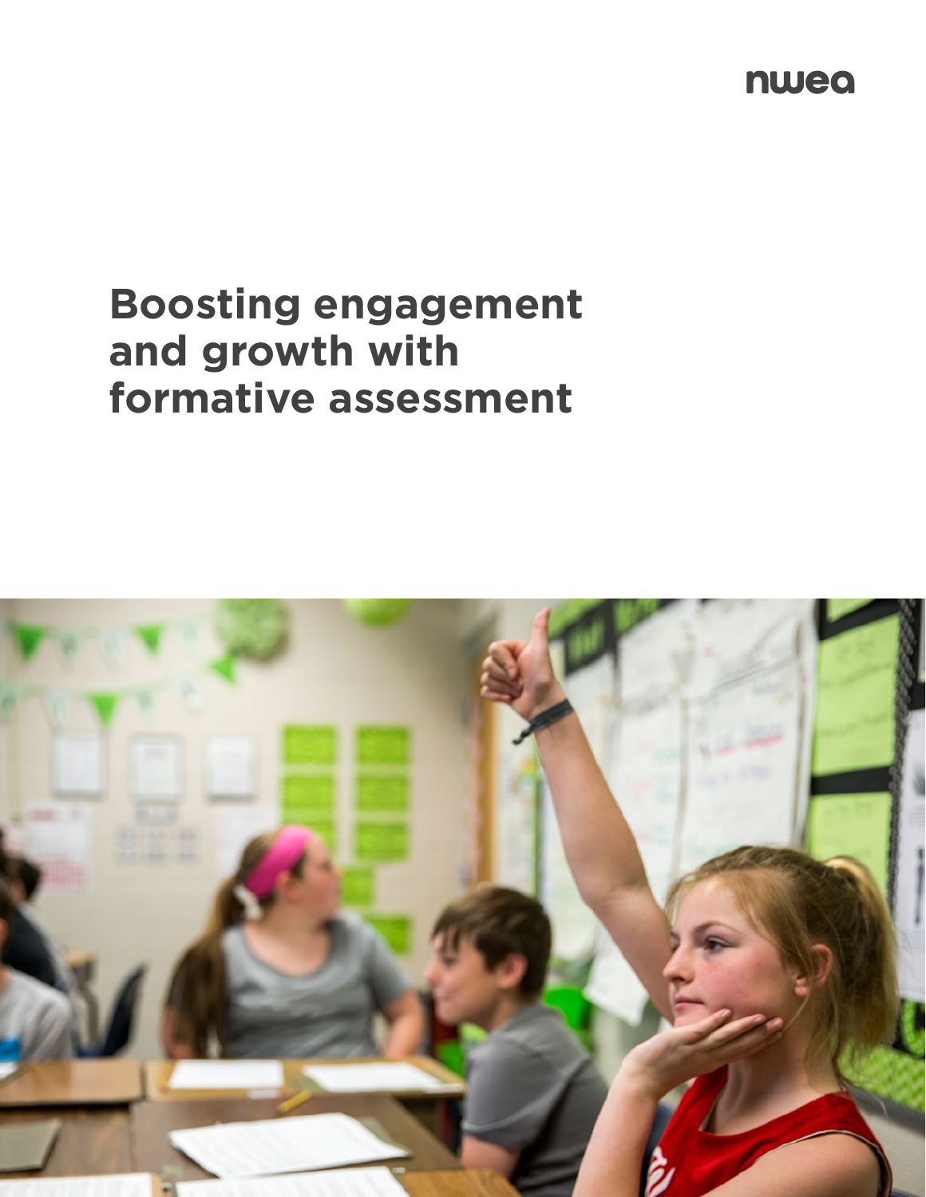nwea

# Boosting engagement and growth with formative assessment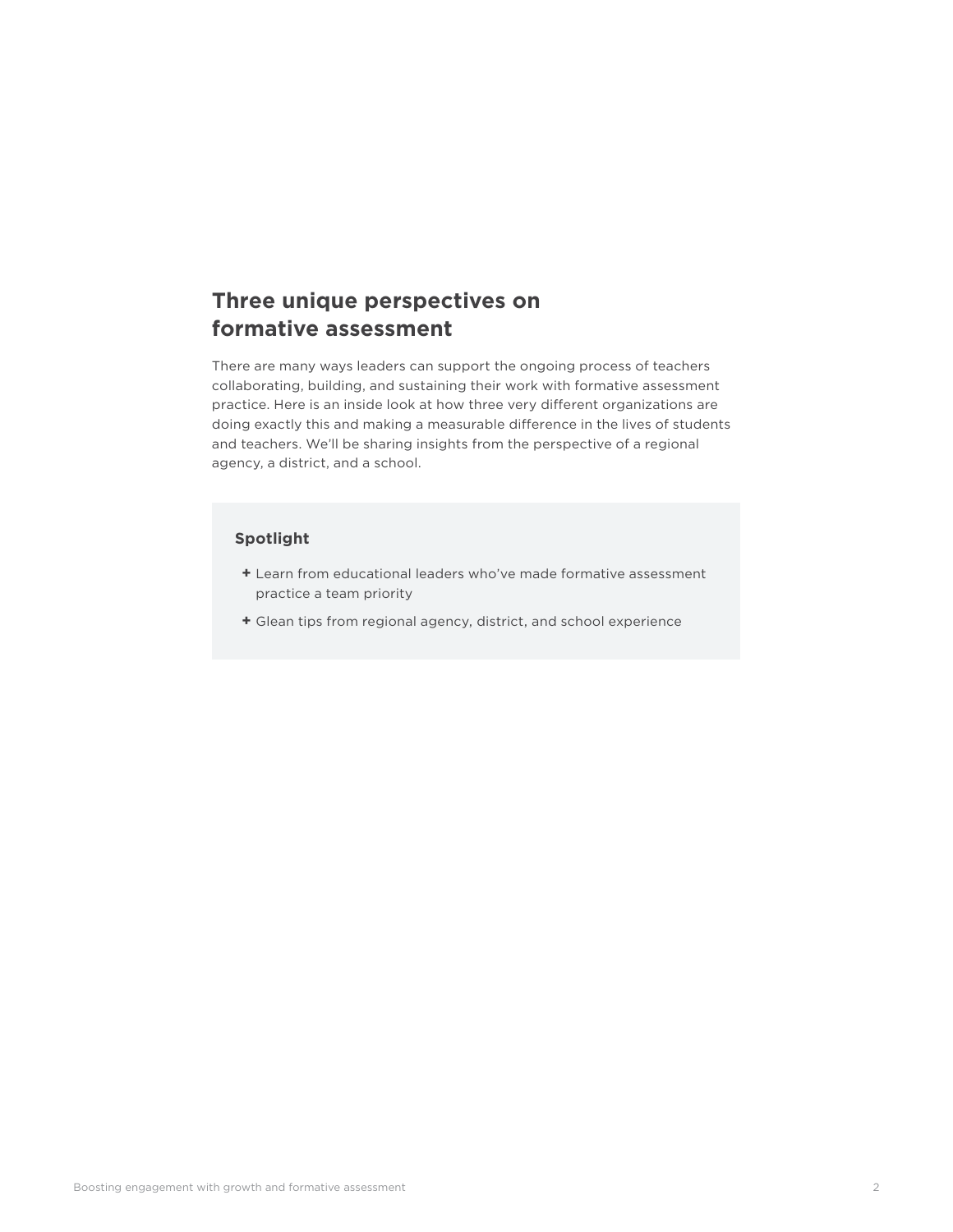## Three unique perspectives on formative assessment

There are many ways leaders can support the ongoing process of teachers collaborating, building, and sustaining their work with formative assessment practice. Here is an inside look at how three very different organizations are doing exactly this and making a measurable difference in the lives of students and teachers. We'll be sharing insights from the perspective of a regional agency, a district, and a school.

**Spotlight**

- Learn from educational leaders who've made formative assessment practice a team priority
- Glean tips from regional agency, district, and school experience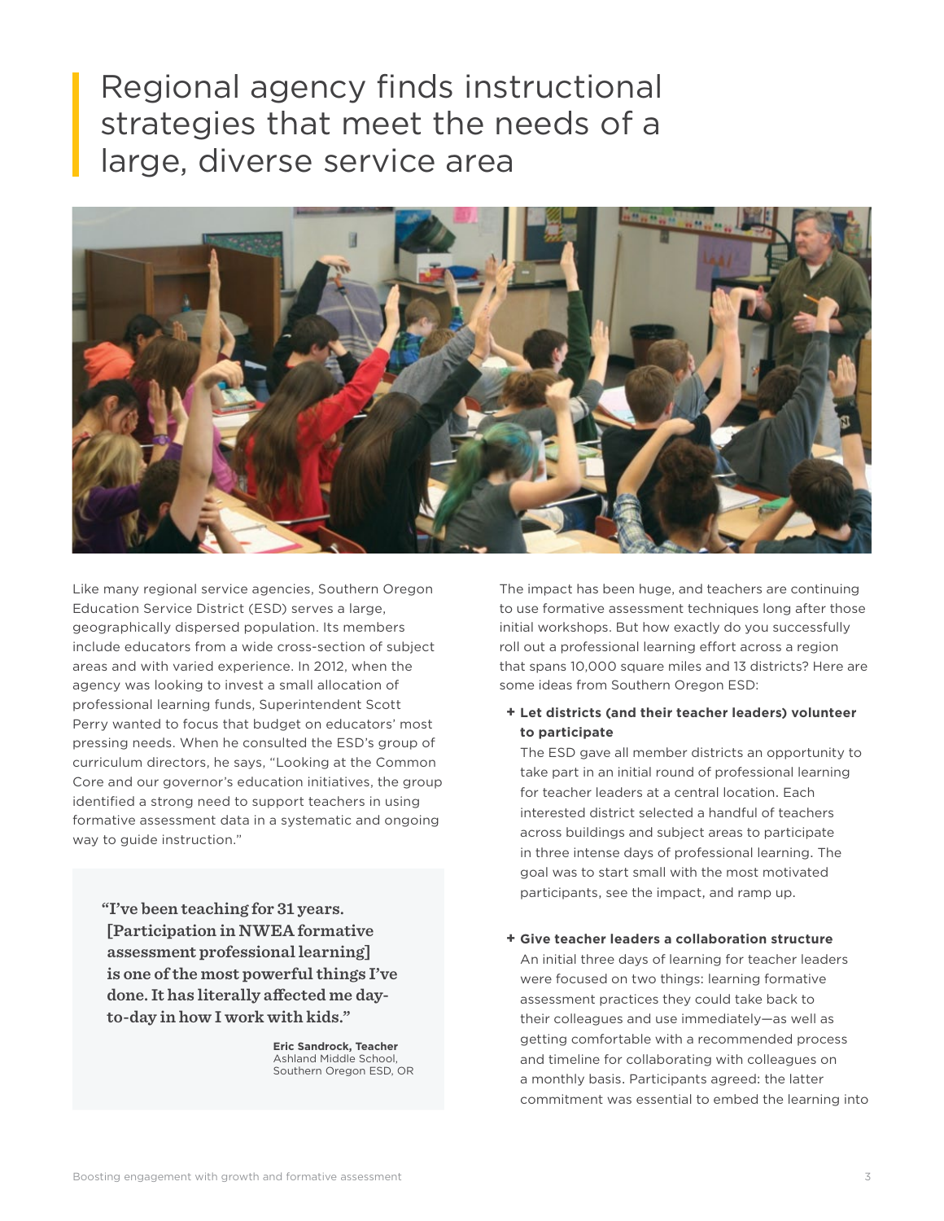# Regional agency finds instructional strategies that meet the needs of a large, diverse service area

Like many regional service agencies, Southern Oregon Education Service District (ESD) serves a large, geographically dispersed population. Its members include educators from a wide cross-section of subject areas and with varied experience. In 2012, when the agency was looking to invest a small allocation of professional learning funds, Superintendent Scott Perry wanted to focus that budget on educators' most pressing needs. When he consulted the ESD's group of curriculum directors, he says, "Looking at the Common Core and our governor's education initiatives, the group identified a strong need to support teachers in using formative assessment data in a systematic and ongoing way to guide instruction."

> **"I've been teaching for 31 years. [Participation in NWEA formative assessment professional learning] is one of the most powerful things I've done. It has literally affected me day-to-day in how I work with kids."**
>
> **Eric Sandrock, Teacher**
> Ashland Middle School,
> Southern Oregon ESD, OR

The impact has been huge, and teachers are continuing to use formative assessment techniques long after those initial workshops. But how exactly do you successfully roll out a professional learning effort across a region that spans 10,000 square miles and 13 districts? Here are some ideas from Southern Oregon ESD:

- **Let districts (and their teacher leaders) volunteer to participate**
  The ESD gave all member districts an opportunity to take part in an initial round of professional learning for teacher leaders at a central location. Each interested district selected a handful of teachers across buildings and subject areas to participate in three intense days of professional learning. The goal was to start small with the most motivated participants, see the impact, and ramp up.

- **Give teacher leaders a collaboration structure**
  An initial three days of learning for teacher leaders were focused on two things: learning formative assessment practices they could take back to their colleagues and use immediately—as well as getting comfortable with a recommended process and timeline for collaborating with colleagues on a monthly basis. Participants agreed: the latter commitment was essential to embed the learning into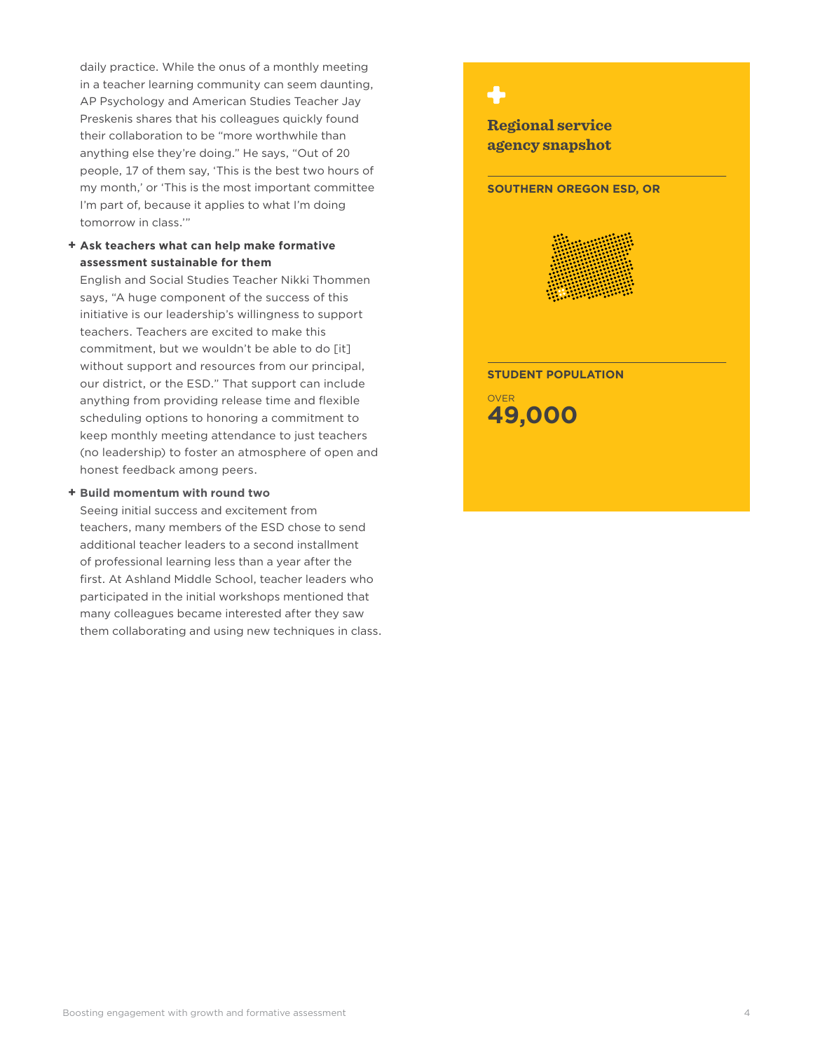daily practice. While the onus of a monthly meeting in a teacher learning community can seem daunting, AP Psychology and American Studies Teacher Jay Preskenis shares that his colleagues quickly found their collaboration to be "more worthwhile than anything else they're doing." He says, "Out of 20 people, 17 of them say, 'This is the best two hours of my month,' or 'This is the most important committee I'm part of, because it applies to what I'm doing tomorrow in class.'"

- **Ask teachers what can help make formative assessment sustainable for them**
  English and Social Studies Teacher Nikki Thommen says, "A huge component of the success of this initiative is our leadership's willingness to support teachers. Teachers are excited to make this commitment, but we wouldn't be able to do [it] without support and resources from our principal, our district, or the ESD." That support can include anything from providing release time and flexible scheduling options to honoring a commitment to keep monthly meeting attendance to just teachers (no leadership) to foster an atmosphere of open and honest feedback among peers.

- **Build momentum with round two**
  Seeing initial success and excitement from teachers, many members of the ESD chose to send additional teacher leaders to a second installment of professional learning less than a year after the first. At Ashland Middle School, teacher leaders who participated in the initial workshops mentioned that many colleagues became interested after they saw them collaborating and using new techniques in class.

## Regional service agency snapshot

**SOUTHERN OREGON ESD, OR**

**STUDENT POPULATION**

OVER
**49,000**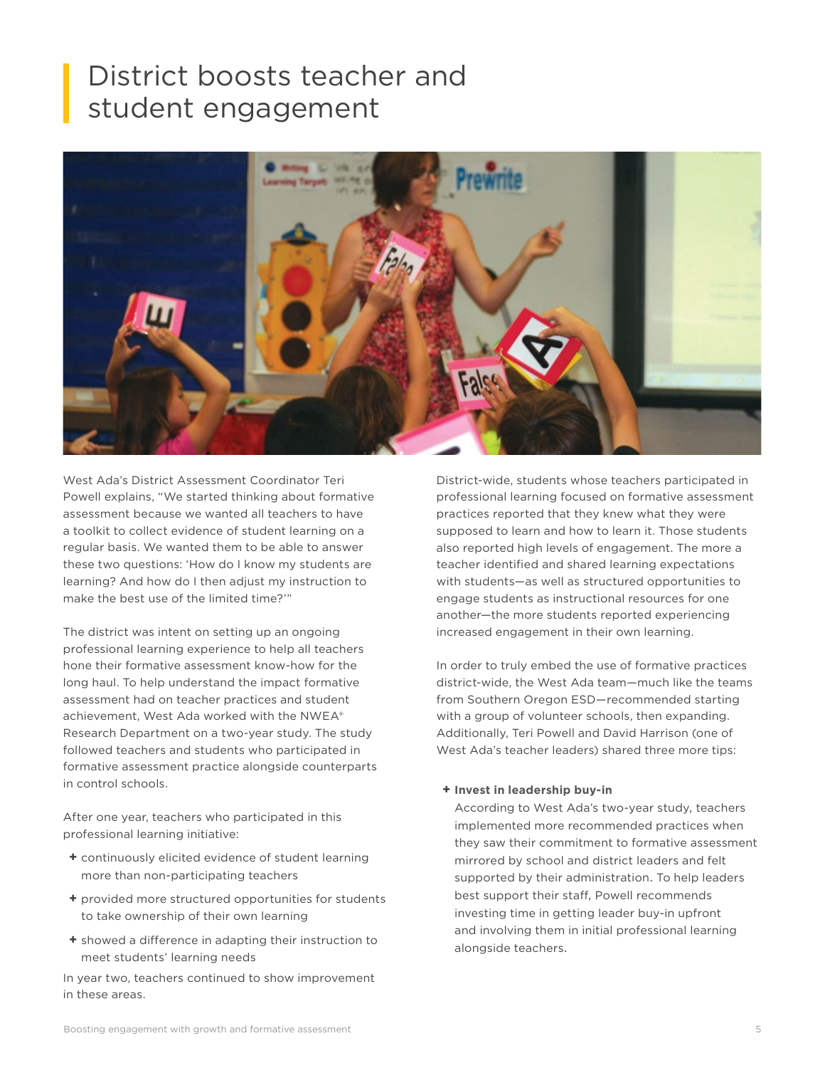# District boosts teacher and student engagement

West Ada's District Assessment Coordinator Teri Powell explains, "We started thinking about formative assessment because we wanted all teachers to have a toolkit to collect evidence of student learning on a regular basis. We wanted them to be able to answer these two questions: 'How do I know my students are learning? And how do I then adjust my instruction to make the best use of the limited time?'"

The district was intent on setting up an ongoing professional learning experience to help all teachers hone their formative assessment know-how for the long haul. To help understand the impact formative assessment had on teacher practices and student achievement, West Ada worked with the NWEA® Research Department on a two-year study. The study followed teachers and students who participated in formative assessment practice alongside counterparts in control schools.

After one year, teachers who participated in this professional learning initiative:

- continuously elicited evidence of student learning more than non-participating teachers
- provided more structured opportunities for students to take ownership of their own learning
- showed a difference in adapting their instruction to meet students' learning needs

In year two, teachers continued to show improvement in these areas.

District-wide, students whose teachers participated in professional learning focused on formative assessment practices reported that they knew what they were supposed to learn and how to learn it. Those students also reported high levels of engagement. The more a teacher identified and shared learning expectations with students—as well as structured opportunities to engage students as instructional resources for one another—the more students reported experiencing increased engagement in their own learning.

In order to truly embed the use of formative practices district-wide, the West Ada team—much like the teams from Southern Oregon ESD—recommended starting with a group of volunteer schools, then expanding. Additionally, Teri Powell and David Harrison (one of West Ada's teacher leaders) shared three more tips:

- **Invest in leadership buy-in**
  According to West Ada's two-year study, teachers implemented more recommended practices when they saw their commitment to formative assessment mirrored by school and district leaders and felt supported by their administration. To help leaders best support their staff, Powell recommends investing time in getting leader buy-in upfront and involving them in initial professional learning alongside teachers.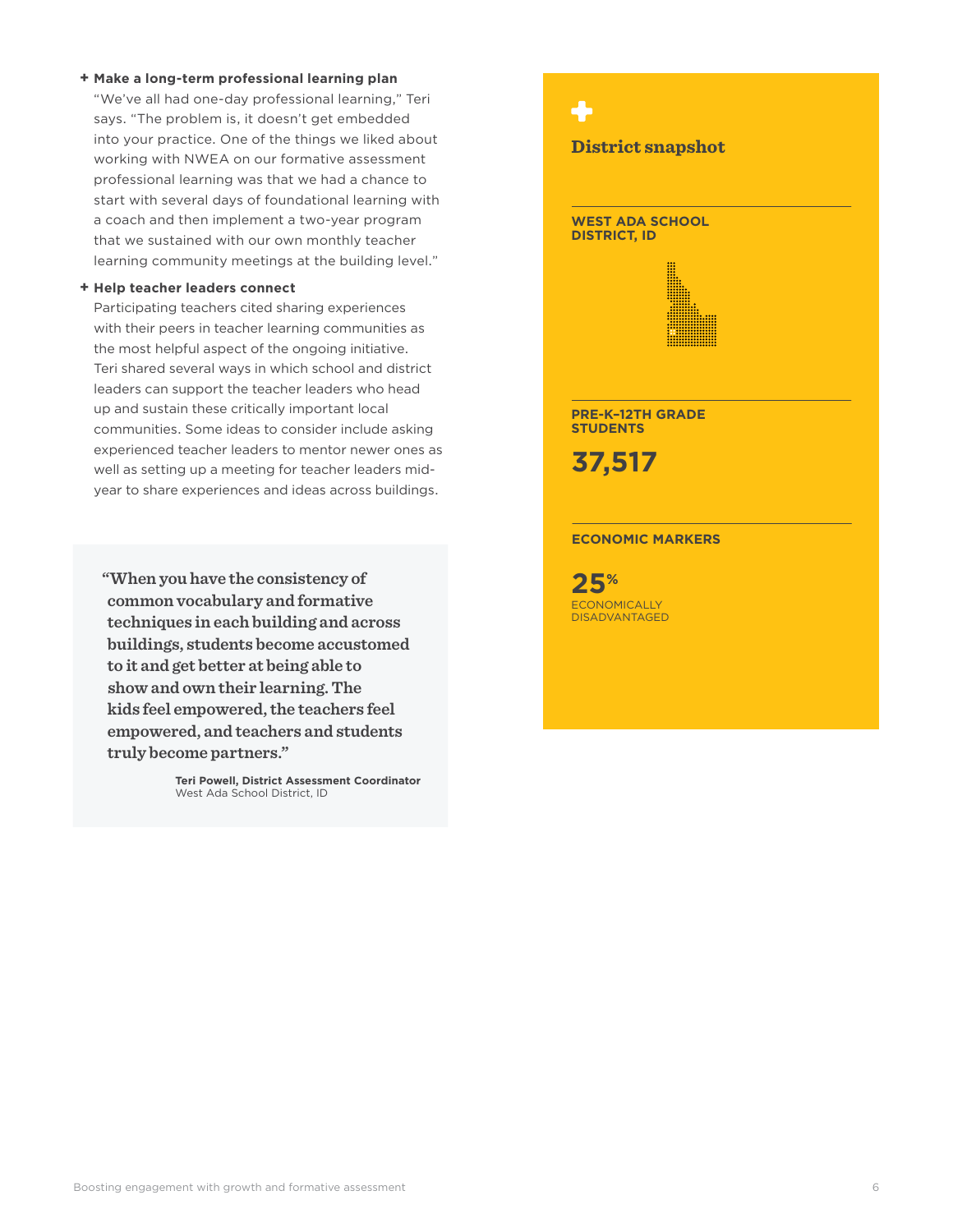**+ Make a long-term professional learning plan**

"We've all had one-day professional learning," Teri says. "The problem is, it doesn't get embedded into your practice. One of the things we liked about working with NWEA on our formative assessment professional learning was that we had a chance to start with several days of foundational learning with a coach and then implement a two-year program that we sustained with our own monthly teacher learning community meetings at the building level."

**+ Help teacher leaders connect**

Participating teachers cited sharing experiences with their peers in teacher learning communities as the most helpful aspect of the ongoing initiative. Teri shared several ways in which school and district leaders can support the teacher leaders who head up and sustain these critically important local communities. Some ideas to consider include asking experienced teacher leaders to mentor newer ones as well as setting up a meeting for teacher leaders mid-year to share experiences and ideas across buildings.

> **"When you have the consistency of common vocabulary and formative techniques in each building and across buildings, students become accustomed to it and get better at being able to show and own their learning. The kids feel empowered, the teachers feel empowered, and teachers and students truly become partners."**
>
> **Teri Powell, District Assessment Coordinator**
> West Ada School District, ID

## District snapshot

**WEST ADA SCHOOL DISTRICT, ID**

**PRE-K–12TH GRADE STUDENTS**

**37,517**

**ECONOMIC MARKERS**

**25%**
ECONOMICALLY DISADVANTAGED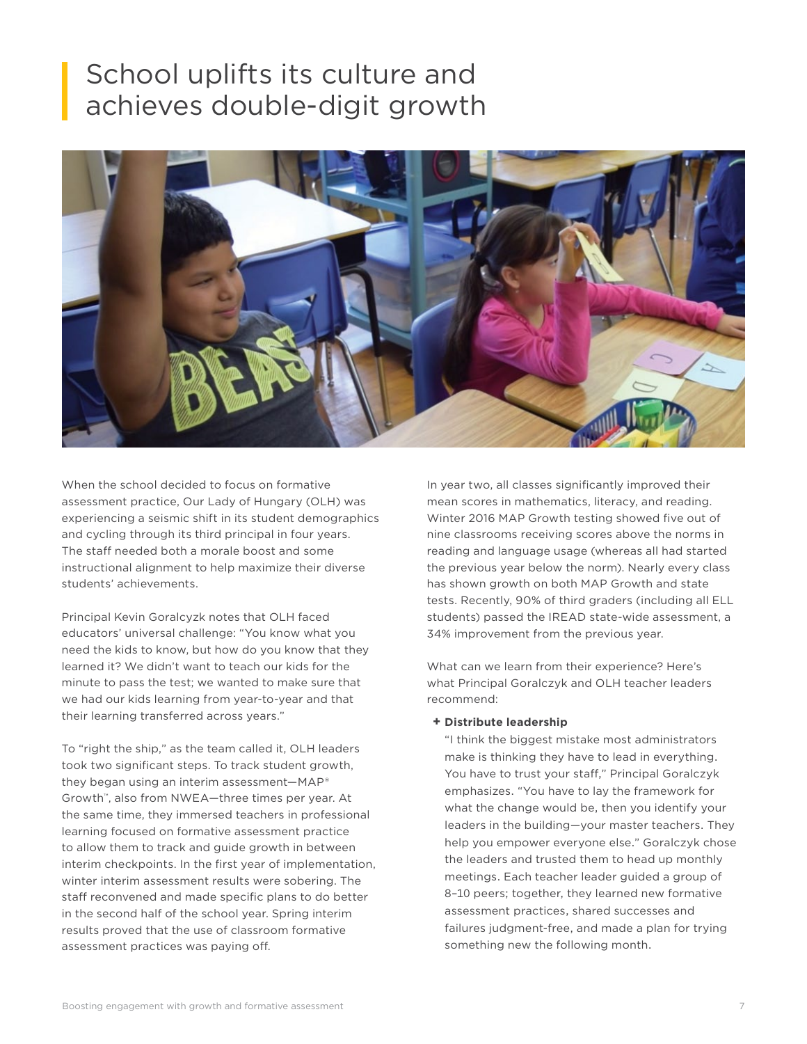# School uplifts its culture and achieves double-digit growth

When the school decided to focus on formative assessment practice, Our Lady of Hungary (OLH) was experiencing a seismic shift in its student demographics and cycling through its third principal in four years. The staff needed both a morale boost and some instructional alignment to help maximize their diverse students' achievements.

Principal Kevin Goralczyk notes that OLH faced educators' universal challenge: "You know what you need the kids to know, but how do you know that they learned it? We didn't want to teach our kids for the minute to pass the test; we wanted to make sure that we had our kids learning from year-to-year and that their learning transferred across years."

To "right the ship," as the team called it, OLH leaders took two significant steps. To track student growth, they began using an interim assessment—MAP® Growth™, also from NWEA—three times per year. At the same time, they immersed teachers in professional learning focused on formative assessment practice to allow them to track and guide growth in between interim checkpoints. In the first year of implementation, winter interim assessment results were sobering. The staff reconvened and made specific plans to do better in the second half of the school year. Spring interim results proved that the use of classroom formative assessment practices was paying off.

In year two, all classes significantly improved their mean scores in mathematics, literacy, and reading. Winter 2016 MAP Growth testing showed five out of nine classrooms receiving scores above the norms in reading and language usage (whereas all had started the previous year below the norm). Nearly every class has shown growth on both MAP Growth and state tests. Recently, 90% of third graders (including all ELL students) passed the IREAD state-wide assessment, a 34% improvement from the previous year.

What can we learn from their experience? Here's what Principal Goralczyk and OLH teacher leaders recommend:

+ **Distribute leadership**
  "I think the biggest mistake most administrators make is thinking they have to lead in everything. You have to trust your staff," Principal Goralczyk emphasizes. "You have to lay the framework for what the change would be, then you identify your leaders in the building—your master teachers. They help you empower everyone else." Goralczyk chose the leaders and trusted them to head up monthly meetings. Each teacher leader guided a group of 8–10 peers; together, they learned new formative assessment practices, shared successes and failures judgment-free, and made a plan for trying something new the following month.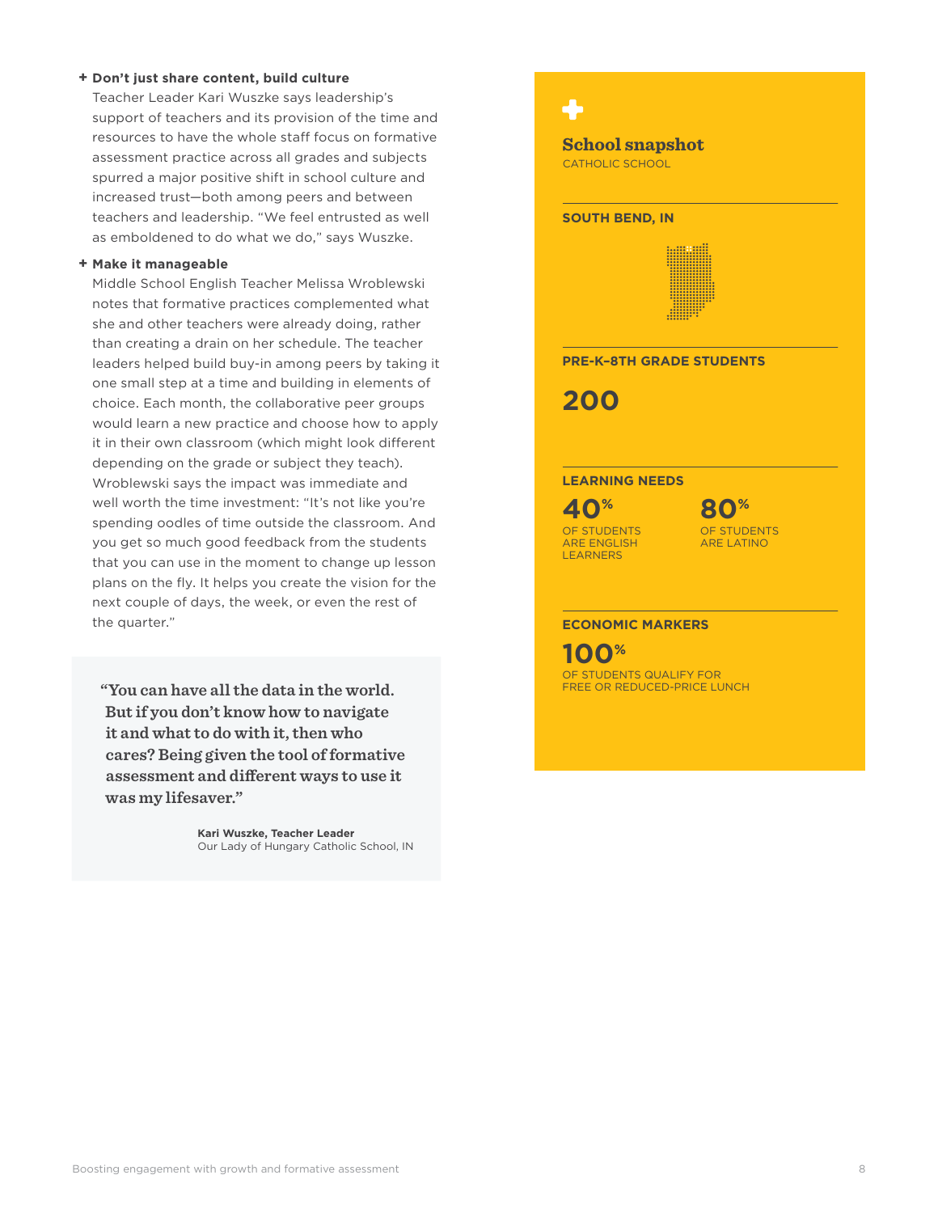**+ Don't just share content, build culture**

Teacher Leader Kari Wuszke says leadership's support of teachers and its provision of the time and resources to have the whole staff focus on formative assessment practice across all grades and subjects spurred a major positive shift in school culture and increased trust—both among peers and between teachers and leadership. "We feel entrusted as well as emboldened to do what we do," says Wuszke.

**+ Make it manageable**

Middle School English Teacher Melissa Wroblewski notes that formative practices complemented what she and other teachers were already doing, rather than creating a drain on her schedule. The teacher leaders helped build buy-in among peers by taking it one small step at a time and building in elements of choice. Each month, the collaborative peer groups would learn a new practice and choose how to apply it in their own classroom (which might look different depending on the grade or subject they teach). Wroblewski says the impact was immediate and well worth the time investment: "It's not like you're spending oodles of time outside the classroom. And you get so much good feedback from the students that you can use in the moment to change up lesson plans on the fly. It helps you create the vision for the next couple of days, the week, or even the rest of the quarter."

> **"You can have all the data in the world. But if you don't know how to navigate it and what to do with it, then who cares? Being given the tool of formative assessment and different ways to use it was my lifesaver."**
>
> **Kari Wuszke, Teacher Leader**
> Our Lady of Hungary Catholic School, IN

## School snapshot

CATHOLIC SCHOOL

**SOUTH BEND, IN**

**PRE-K–8TH GRADE STUDENTS**

**200**

**LEARNING NEEDS**

**40%** OF STUDENTS ARE ENGLISH LEARNERS

**80%** OF STUDENTS ARE LATINO

**ECONOMIC MARKERS**

**100%** OF STUDENTS QUALIFY FOR FREE OR REDUCED-PRICE LUNCH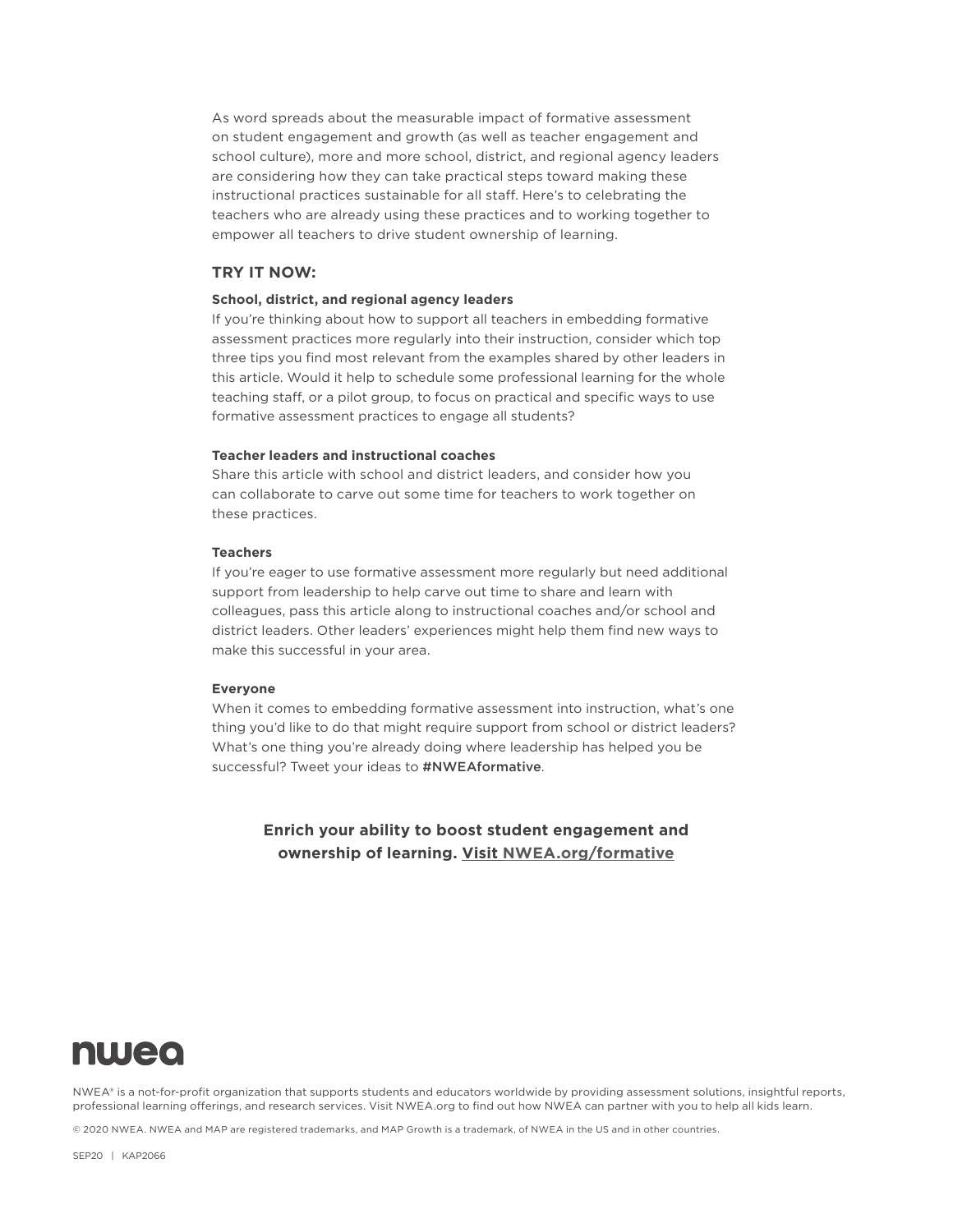As word spreads about the measurable impact of formative assessment on student engagement and growth (as well as teacher engagement and school culture), more and more school, district, and regional agency leaders are considering how they can take practical steps toward making these instructional practices sustainable for all staff. Here's to celebrating the teachers who are already using these practices and to working together to empower all teachers to drive student ownership of learning.

## TRY IT NOW:

**School, district, and regional agency leaders**

If you're thinking about how to support all teachers in embedding formative assessment practices more regularly into their instruction, consider which top three tips you find most relevant from the examples shared by other leaders in this article. Would it help to schedule some professional learning for the whole teaching staff, or a pilot group, to focus on practical and specific ways to use formative assessment practices to engage all students?

**Teacher leaders and instructional coaches**

Share this article with school and district leaders, and consider how you can collaborate to carve out some time for teachers to work together on these practices.

**Teachers**

If you're eager to use formative assessment more regularly but need additional support from leadership to help carve out time to share and learn with colleagues, pass this article along to instructional coaches and/or school and district leaders. Other leaders' experiences might help them find new ways to make this successful in your area.

**Everyone**

When it comes to embedding formative assessment into instruction, what's one thing you'd like to do that might require support from school or district leaders? What's one thing you're already doing where leadership has helped you be successful? Tweet your ideas to **#NWEAformative**.

**Enrich your ability to boost student engagement and ownership of learning. Visit NWEA.org/formative**

nwea

NWEA® is a not-for-profit organization that supports students and educators worldwide by providing assessment solutions, insightful reports, professional learning offerings, and research services. Visit NWEA.org to find out how NWEA can partner with you to help all kids learn.

© 2020 NWEA. NWEA and MAP are registered trademarks, and MAP Growth is a trademark, of NWEA in the US and in other countries.

SEP20 | KAP2066